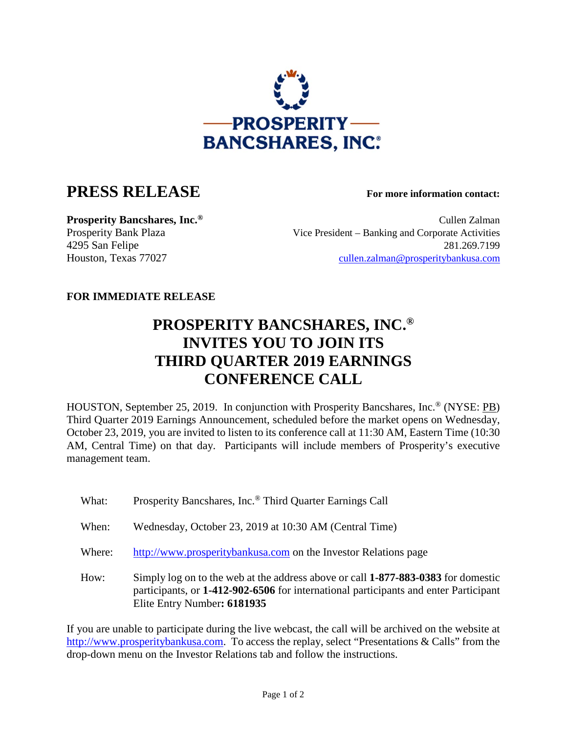PROSPERITY BANCSHARES, INC.®

# PRESS RELEASE

**For more information contact:**

**Prosperity Bancshares, Inc.®**
Prosperity Bank Plaza
4295 San Felipe
Houston, Texas 77027

Cullen Zalman
Vice President – Banking and Corporate Activities
281.269.7199
cullen.zalman@prosperitybankusa.com

**FOR IMMEDIATE RELEASE**

## PROSPERITY BANCSHARES, INC.® INVITES YOU TO JOIN ITS THIRD QUARTER 2019 EARNINGS CONFERENCE CALL

HOUSTON, September 25, 2019. In conjunction with Prosperity Bancshares, Inc.® (NYSE: PB) Third Quarter 2019 Earnings Announcement, scheduled before the market opens on Wednesday, October 23, 2019, you are invited to listen to its conference call at 11:30 AM, Eastern Time (10:30 AM, Central Time) on that day. Participants will include members of Prosperity's executive management team.

What: Prosperity Bancshares, Inc.® Third Quarter Earnings Call

When: Wednesday, October 23, 2019 at 10:30 AM (Central Time)

Where: http://www.prosperitybankusa.com on the Investor Relations page

How: Simply log on to the web at the address above or call **1-877-883-0383** for domestic participants, or **1-412-902-6506** for international participants and enter Participant Elite Entry Number**: 6181935**

If you are unable to participate during the live webcast, the call will be archived on the website at http://www.prosperitybankusa.com. To access the replay, select "Presentations & Calls" from the drop-down menu on the Investor Relations tab and follow the instructions.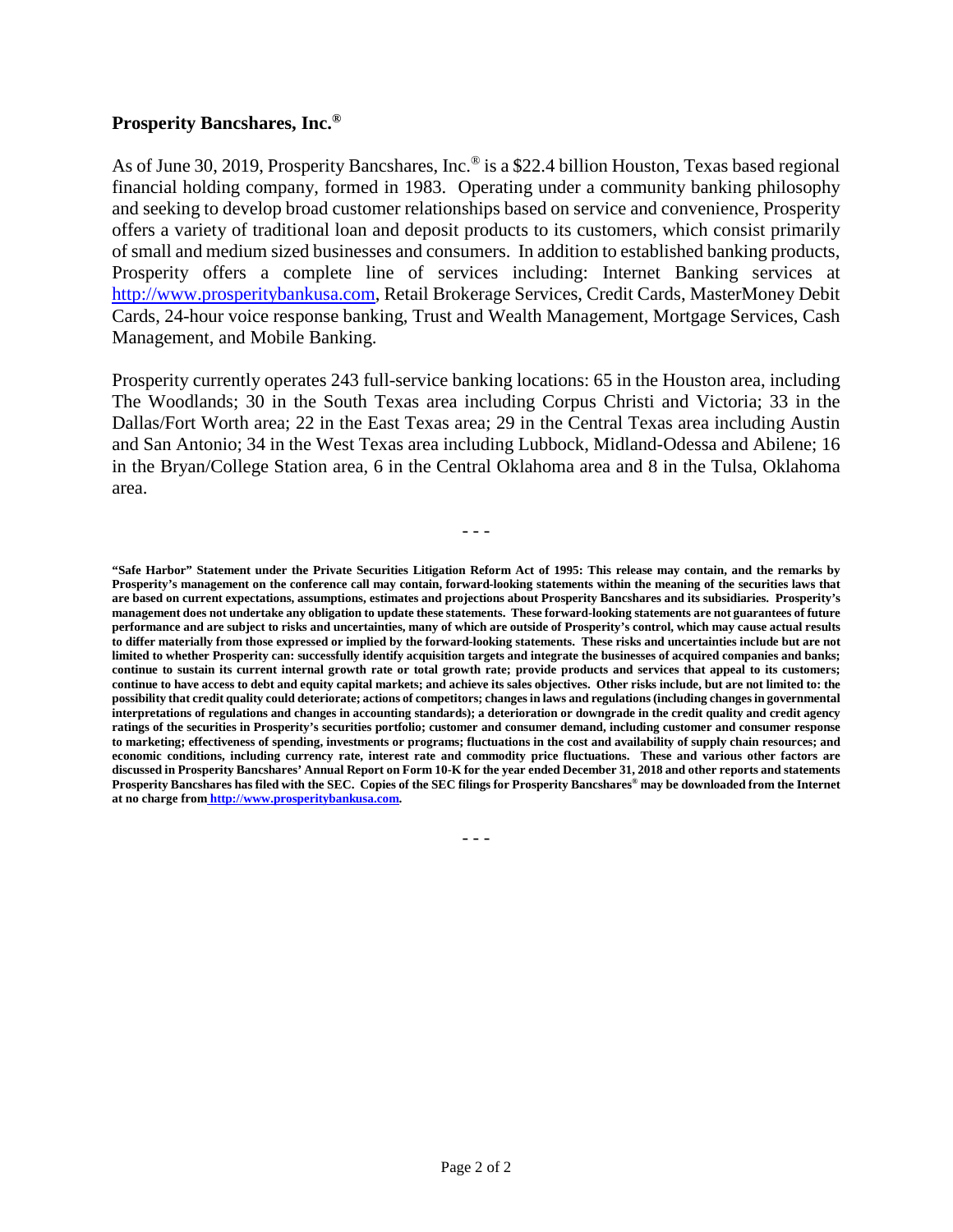**Prosperity Bancshares, Inc.®**

As of June 30, 2019, Prosperity Bancshares, Inc.® is a $22.4 billion Houston, Texas based regional financial holding company, formed in 1983. Operating under a community banking philosophy and seeking to develop broad customer relationships based on service and convenience, Prosperity offers a variety of traditional loan and deposit products to its customers, which consist primarily of small and medium sized businesses and consumers. In addition to established banking products, Prosperity offers a complete line of services including: Internet Banking services at http://www.prosperitybankusa.com, Retail Brokerage Services, Credit Cards, MasterMoney Debit Cards, 24-hour voice response banking, Trust and Wealth Management, Mortgage Services, Cash Management, and Mobile Banking.

Prosperity currently operates 243 full-service banking locations: 65 in the Houston area, including The Woodlands; 30 in the South Texas area including Corpus Christi and Victoria; 33 in the Dallas/Fort Worth area; 22 in the East Texas area; 29 in the Central Texas area including Austin and San Antonio; 34 in the West Texas area including Lubbock, Midland-Odessa and Abilene; 16 in the Bryan/College Station area, 6 in the Central Oklahoma area and 8 in the Tulsa, Oklahoma area.

\- - -

**"Safe Harbor" Statement under the Private Securities Litigation Reform Act of 1995: This release may contain, and the remarks by Prosperity's management on the conference call may contain, forward-looking statements within the meaning of the securities laws that are based on current expectations, assumptions, estimates and projections about Prosperity Bancshares and its subsidiaries. Prosperity's management does not undertake any obligation to update these statements. These forward-looking statements are not guarantees of future performance and are subject to risks and uncertainties, many of which are outside of Prosperity's control, which may cause actual results to differ materially from those expressed or implied by the forward-looking statements. These risks and uncertainties include but are not limited to whether Prosperity can: successfully identify acquisition targets and integrate the businesses of acquired companies and banks; continue to sustain its current internal growth rate or total growth rate; provide products and services that appeal to its customers; continue to have access to debt and equity capital markets; and achieve its sales objectives. Other risks include, but are not limited to: the possibility that credit quality could deteriorate; actions of competitors; changes in laws and regulations (including changes in governmental interpretations of regulations and changes in accounting standards); a deterioration or downgrade in the credit quality and credit agency ratings of the securities in Prosperity's securities portfolio; customer and consumer demand, including customer and consumer response to marketing; effectiveness of spending, investments or programs; fluctuations in the cost and availability of supply chain resources; and economic conditions, including currency rate, interest rate and commodity price fluctuations. These and various other factors are discussed in Prosperity Bancshares' Annual Report on Form 10-K for the year ended December 31, 2018 and other reports and statements Prosperity Bancshares has filed with the SEC. Copies of the SEC filings for Prosperity Bancshares® may be downloaded from the Internet at no charge from http://www.prosperitybankusa.com.**

\- - -